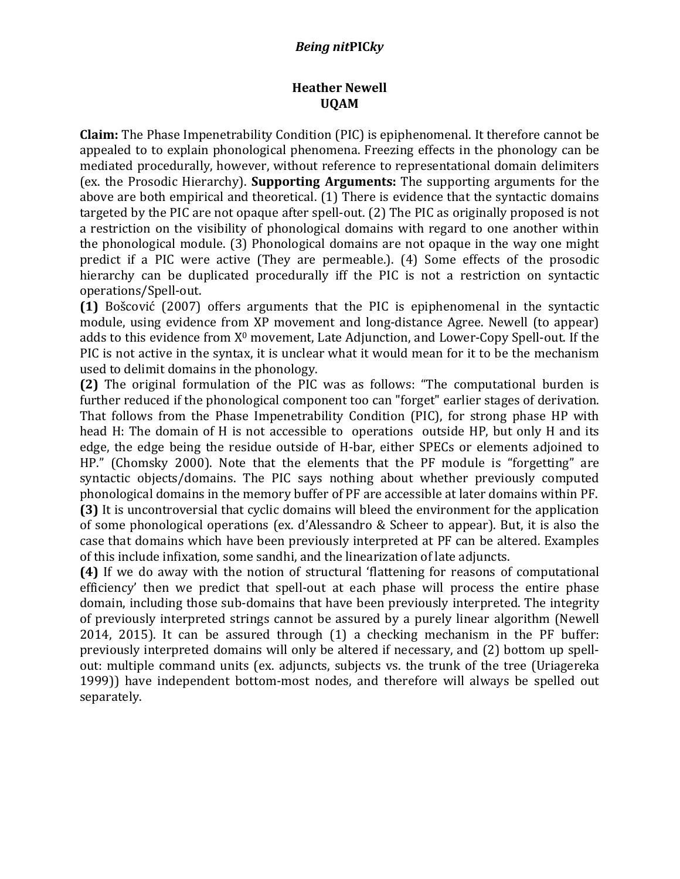# *Being nit*PIC*ky*

**Heather Newell**
**UQAM**

**Claim:** The Phase Impenetrability Condition (PIC) is epiphenomenal. It therefore cannot be appealed to to explain phonological phenomena. Freezing effects in the phonology can be mediated procedurally, however, without reference to representational domain delimiters (ex. the Prosodic Hierarchy). **Supporting Arguments:** The supporting arguments for the above are both empirical and theoretical. (1) There is evidence that the syntactic domains targeted by the PIC are not opaque after spell-out. (2) The PIC as originally proposed is not a restriction on the visibility of phonological domains with regard to one another within the phonological module. (3) Phonological domains are not opaque in the way one might predict if a PIC were active (They are permeable.). (4) Some effects of the prosodic hierarchy can be duplicated procedurally iff the PIC is not a restriction on syntactic operations/Spell-out.

**(1)** Bošcović (2007) offers arguments that the PIC is epiphenomenal in the syntactic module, using evidence from XP movement and long-distance Agree. Newell (to appear) adds to this evidence from $X^0$ movement, Late Adjunction, and Lower-Copy Spell-out. If the PIC is not active in the syntax, it is unclear what it would mean for it to be the mechanism used to delimit domains in the phonology.

**(2)** The original formulation of the PIC was as follows: "The computational burden is further reduced if the phonological component too can "forget" earlier stages of derivation. That follows from the Phase Impenetrability Condition (PIC), for strong phase HP with head H: The domain of H is not accessible to operations outside HP, but only H and its edge, the edge being the residue outside of H-bar, either SPECs or elements adjoined to HP." (Chomsky 2000). Note that the elements that the PF module is "forgetting" are syntactic objects/domains. The PIC says nothing about whether previously computed phonological domains in the memory buffer of PF are accessible at later domains within PF.

**(3)** It is uncontroversial that cyclic domains will bleed the environment for the application of some phonological operations (ex. d'Alessandro & Scheer to appear). But, it is also the case that domains which have been previously interpreted at PF can be altered. Examples of this include infixation, some sandhi, and the linearization of late adjuncts.

**(4)** If we do away with the notion of structural 'flattening for reasons of computational efficiency' then we predict that spell-out at each phase will process the entire phase domain, including those sub-domains that have been previously interpreted. The integrity of previously interpreted strings cannot be assured by a purely linear algorithm (Newell 2014, 2015). It can be assured through (1) a checking mechanism in the PF buffer: previously interpreted domains will only be altered if necessary, and (2) bottom up spell-out: multiple command units (ex. adjuncts, subjects vs. the trunk of the tree (Uriagereka 1999)) have independent bottom-most nodes, and therefore will always be spelled out separately.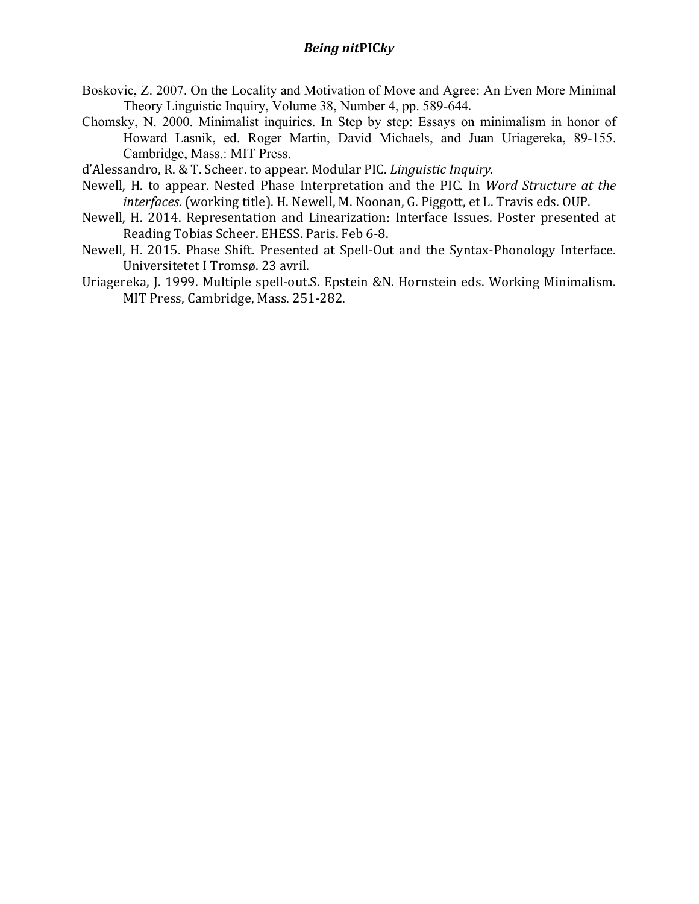Boskovic, Z. 2007. On the Locality and Motivation of Move and Agree: An Even More Minimal Theory Linguistic Inquiry, Volume 38, Number 4, pp. 589-644.

Chomsky, N. 2000. Minimalist inquiries. In Step by step: Essays on minimalism in honor of Howard Lasnik, ed. Roger Martin, David Michaels, and Juan Uriagereka, 89-155. Cambridge, Mass.: MIT Press.

d'Alessandro, R. & T. Scheer. to appear. Modular PIC. *Linguistic Inquiry.*

Newell, H. to appear. Nested Phase Interpretation and the PIC. In *Word Structure at the interfaces.* (working title). H. Newell, M. Noonan, G. Piggott, et L. Travis eds. OUP.

Newell, H. 2014. Representation and Linearization: Interface Issues. Poster presented at Reading Tobias Scheer. EHESS. Paris. Feb 6-8.

Newell, H. 2015. Phase Shift. Presented at Spell-Out and the Syntax-Phonology Interface. Universitetet I Tromsø. 23 avril.

Uriagereka, J. 1999. Multiple spell-out.S. Epstein &N. Hornstein eds. Working Minimalism. MIT Press, Cambridge, Mass. 251-282.